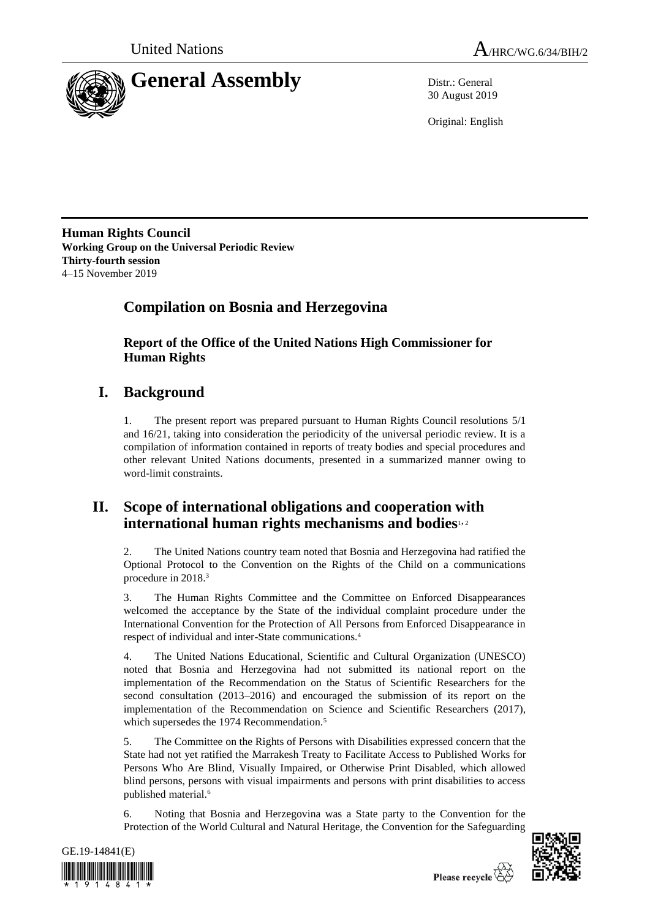United Nations A/HRC/WG.6/34/BIH/2

# General Assembly

Distr.: General
30 August 2019

Original: English

**Human Rights Council**
**Working Group on the Universal Periodic Review**
**Thirty-fourth session**
4–15 November 2019

## Compilation on Bosnia and Herzegovina

### Report of the Office of the United Nations High Commissioner for Human Rights

## I. Background

1. The present report was prepared pursuant to Human Rights Council resolutions 5/1 and 16/21, taking into consideration the periodicity of the universal periodic review. It is a compilation of information contained in reports of treaty bodies and special procedures and other relevant United Nations documents, presented in a summarized manner owing to word-limit constraints.

## II. Scope of international obligations and cooperation with international human rights mechanisms and bodies[1, 2]

2. The United Nations country team noted that Bosnia and Herzegovina had ratified the Optional Protocol to the Convention on the Rights of the Child on a communications procedure in 2018.[3]

3. The Human Rights Committee and the Committee on Enforced Disappearances welcomed the acceptance by the State of the individual complaint procedure under the International Convention for the Protection of All Persons from Enforced Disappearance in respect of individual and inter-State communications.[4]

4. The United Nations Educational, Scientific and Cultural Organization (UNESCO) noted that Bosnia and Herzegovina had not submitted its national report on the implementation of the Recommendation on the Status of Scientific Researchers for the second consultation (2013–2016) and encouraged the submission of its report on the implementation of the Recommendation on Science and Scientific Researchers (2017), which supersedes the 1974 Recommendation.[5]

5. The Committee on the Rights of Persons with Disabilities expressed concern that the State had not yet ratified the Marrakesh Treaty to Facilitate Access to Published Works for Persons Who Are Blind, Visually Impaired, or Otherwise Print Disabled, which allowed blind persons, persons with visual impairments and persons with print disabilities to access published material.[6]

6. Noting that Bosnia and Herzegovina was a State party to the Convention for the Protection of the World Cultural and Natural Heritage, the Convention for the Safeguarding

GE.19-14841(E)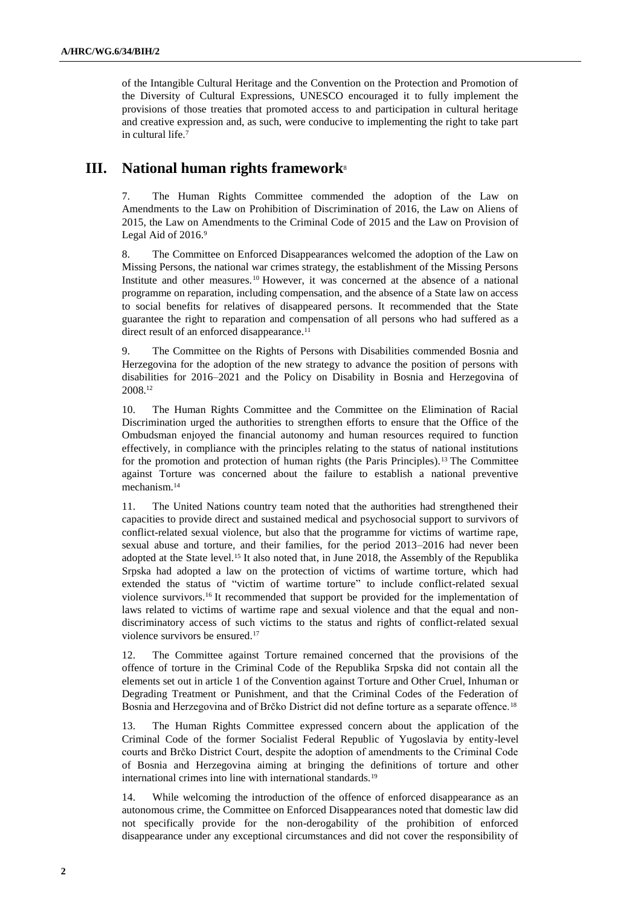of the Intangible Cultural Heritage and the Convention on the Protection and Promotion of the Diversity of Cultural Expressions, UNESCO encouraged it to fully implement the provisions of those treaties that promoted access to and participation in cultural heritage and creative expression and, as such, were conducive to implementing the right to take part in cultural life.[7]

## III. National human rights framework[8]

7. The Human Rights Committee commended the adoption of the Law on Amendments to the Law on Prohibition of Discrimination of 2016, the Law on Aliens of 2015, the Law on Amendments to the Criminal Code of 2015 and the Law on Provision of Legal Aid of 2016.[9]

8. The Committee on Enforced Disappearances welcomed the adoption of the Law on Missing Persons, the national war crimes strategy, the establishment of the Missing Persons Institute and other measures.[10] However, it was concerned at the absence of a national programme on reparation, including compensation, and the absence of a State law on access to social benefits for relatives of disappeared persons. It recommended that the State guarantee the right to reparation and compensation of all persons who had suffered as a direct result of an enforced disappearance.[11]

9. The Committee on the Rights of Persons with Disabilities commended Bosnia and Herzegovina for the adoption of the new strategy to advance the position of persons with disabilities for 2016–2021 and the Policy on Disability in Bosnia and Herzegovina of 2008.[12]

10. The Human Rights Committee and the Committee on the Elimination of Racial Discrimination urged the authorities to strengthen efforts to ensure that the Office of the Ombudsman enjoyed the financial autonomy and human resources required to function effectively, in compliance with the principles relating to the status of national institutions for the promotion and protection of human rights (the Paris Principles).[13] The Committee against Torture was concerned about the failure to establish a national preventive mechanism.[14]

11. The United Nations country team noted that the authorities had strengthened their capacities to provide direct and sustained medical and psychosocial support to survivors of conflict-related sexual violence, but also that the programme for victims of wartime rape, sexual abuse and torture, and their families, for the period 2013–2016 had never been adopted at the State level.[15] It also noted that, in June 2018, the Assembly of the Republika Srpska had adopted a law on the protection of victims of wartime torture, which had extended the status of "victim of wartime torture" to include conflict-related sexual violence survivors.[16] It recommended that support be provided for the implementation of laws related to victims of wartime rape and sexual violence and that the equal and non-discriminatory access of such victims to the status and rights of conflict-related sexual violence survivors be ensured.[17]

12. The Committee against Torture remained concerned that the provisions of the offence of torture in the Criminal Code of the Republika Srpska did not contain all the elements set out in article 1 of the Convention against Torture and Other Cruel, Inhuman or Degrading Treatment or Punishment, and that the Criminal Codes of the Federation of Bosnia and Herzegovina and of Brčko District did not define torture as a separate offence.[18]

13. The Human Rights Committee expressed concern about the application of the Criminal Code of the former Socialist Federal Republic of Yugoslavia by entity-level courts and Brčko District Court, despite the adoption of amendments to the Criminal Code of Bosnia and Herzegovina aiming at bringing the definitions of torture and other international crimes into line with international standards.[19]

14. While welcoming the introduction of the offence of enforced disappearance as an autonomous crime, the Committee on Enforced Disappearances noted that domestic law did not specifically provide for the non-derogability of the prohibition of enforced disappearance under any exceptional circumstances and did not cover the responsibility of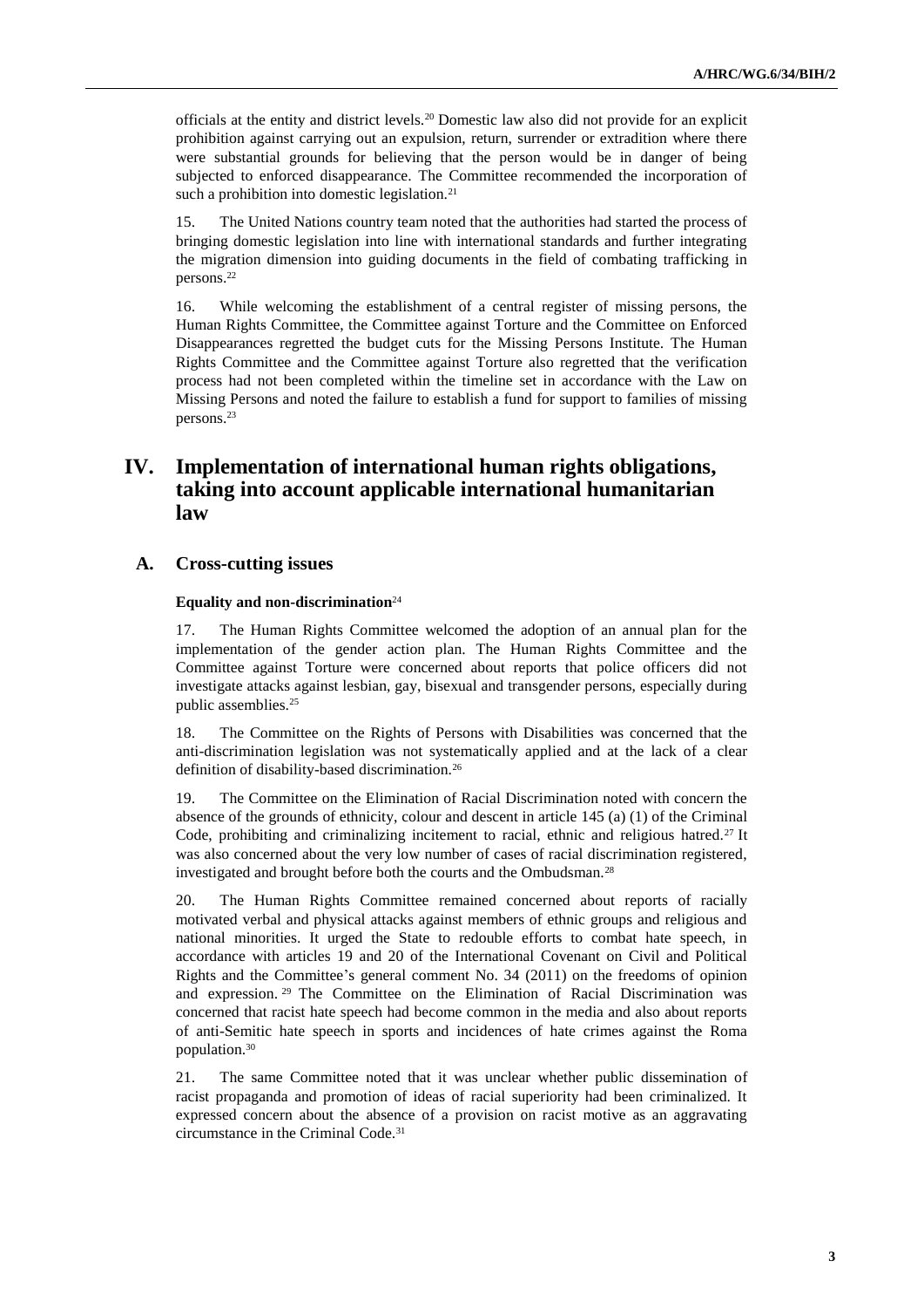officials at the entity and district levels.[20] Domestic law also did not provide for an explicit prohibition against carrying out an expulsion, return, surrender or extradition where there were substantial grounds for believing that the person would be in danger of being subjected to enforced disappearance. The Committee recommended the incorporation of such a prohibition into domestic legislation.[21]

15. The United Nations country team noted that the authorities had started the process of bringing domestic legislation into line with international standards and further integrating the migration dimension into guiding documents in the field of combating trafficking in persons.[22]

16. While welcoming the establishment of a central register of missing persons, the Human Rights Committee, the Committee against Torture and the Committee on Enforced Disappearances regretted the budget cuts for the Missing Persons Institute. The Human Rights Committee and the Committee against Torture also regretted that the verification process had not been completed within the timeline set in accordance with the Law on Missing Persons and noted the failure to establish a fund for support to families of missing persons.[23]

# IV. Implementation of international human rights obligations, taking into account applicable international humanitarian law

## A. Cross-cutting issues

### Equality and non-discrimination[24]

17. The Human Rights Committee welcomed the adoption of an annual plan for the implementation of the gender action plan. The Human Rights Committee and the Committee against Torture were concerned about reports that police officers did not investigate attacks against lesbian, gay, bisexual and transgender persons, especially during public assemblies.[25]

18. The Committee on the Rights of Persons with Disabilities was concerned that the anti-discrimination legislation was not systematically applied and at the lack of a clear definition of disability-based discrimination.[26]

19. The Committee on the Elimination of Racial Discrimination noted with concern the absence of the grounds of ethnicity, colour and descent in article 145 (a) (1) of the Criminal Code, prohibiting and criminalizing incitement to racial, ethnic and religious hatred.[27] It was also concerned about the very low number of cases of racial discrimination registered, investigated and brought before both the courts and the Ombudsman.[28]

20. The Human Rights Committee remained concerned about reports of racially motivated verbal and physical attacks against members of ethnic groups and religious and national minorities. It urged the State to redouble efforts to combat hate speech, in accordance with articles 19 and 20 of the International Covenant on Civil and Political Rights and the Committee's general comment No. 34 (2011) on the freedoms of opinion and expression.[29] The Committee on the Elimination of Racial Discrimination was concerned that racist hate speech had become common in the media and also about reports of anti-Semitic hate speech in sports and incidences of hate crimes against the Roma population.[30]

21. The same Committee noted that it was unclear whether public dissemination of racist propaganda and promotion of ideas of racial superiority had been criminalized. It expressed concern about the absence of a provision on racist motive as an aggravating circumstance in the Criminal Code.[31]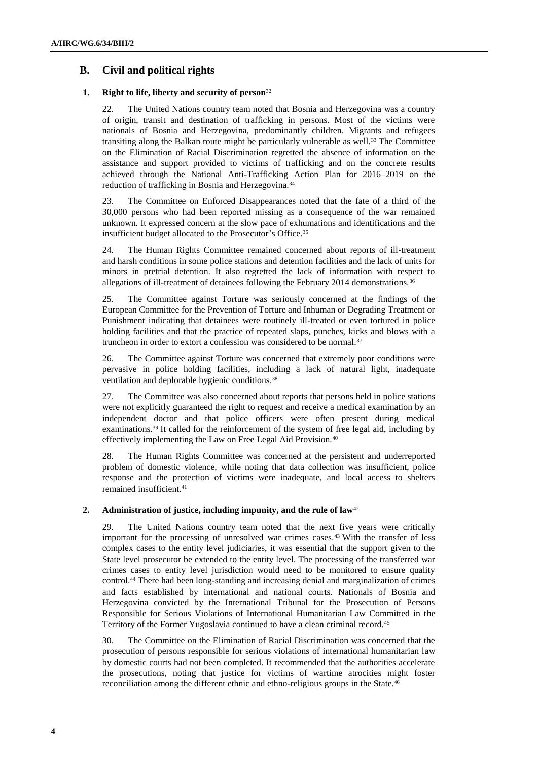## B. Civil and political rights

### 1. Right to life, liberty and security of person[32]

22. The United Nations country team noted that Bosnia and Herzegovina was a country of origin, transit and destination of trafficking in persons. Most of the victims were nationals of Bosnia and Herzegovina, predominantly children. Migrants and refugees transiting along the Balkan route might be particularly vulnerable as well.[33] The Committee on the Elimination of Racial Discrimination regretted the absence of information on the assistance and support provided to victims of trafficking and on the concrete results achieved through the National Anti-Trafficking Action Plan for 2016–2019 on the reduction of trafficking in Bosnia and Herzegovina.[34]

23. The Committee on Enforced Disappearances noted that the fate of a third of the 30,000 persons who had been reported missing as a consequence of the war remained unknown. It expressed concern at the slow pace of exhumations and identifications and the insufficient budget allocated to the Prosecutor's Office.[35]

24. The Human Rights Committee remained concerned about reports of ill-treatment and harsh conditions in some police stations and detention facilities and the lack of units for minors in pretrial detention. It also regretted the lack of information with respect to allegations of ill-treatment of detainees following the February 2014 demonstrations.[36]

25. The Committee against Torture was seriously concerned at the findings of the European Committee for the Prevention of Torture and Inhuman or Degrading Treatment or Punishment indicating that detainees were routinely ill-treated or even tortured in police holding facilities and that the practice of repeated slaps, punches, kicks and blows with a truncheon in order to extort a confession was considered to be normal.[37]

26. The Committee against Torture was concerned that extremely poor conditions were pervasive in police holding facilities, including a lack of natural light, inadequate ventilation and deplorable hygienic conditions.[38]

27. The Committee was also concerned about reports that persons held in police stations were not explicitly guaranteed the right to request and receive a medical examination by an independent doctor and that police officers were often present during medical examinations.[39] It called for the reinforcement of the system of free legal aid, including by effectively implementing the Law on Free Legal Aid Provision.[40]

28. The Human Rights Committee was concerned at the persistent and underreported problem of domestic violence, while noting that data collection was insufficient, police response and the protection of victims were inadequate, and local access to shelters remained insufficient.[41]

### 2. Administration of justice, including impunity, and the rule of law[42]

29. The United Nations country team noted that the next five years were critically important for the processing of unresolved war crimes cases.[43] With the transfer of less complex cases to the entity level judiciaries, it was essential that the support given to the State level prosecutor be extended to the entity level. The processing of the transferred war crimes cases to entity level jurisdiction would need to be monitored to ensure quality control.[44] There had been long-standing and increasing denial and marginalization of crimes and facts established by international and national courts. Nationals of Bosnia and Herzegovina convicted by the International Tribunal for the Prosecution of Persons Responsible for Serious Violations of International Humanitarian Law Committed in the Territory of the Former Yugoslavia continued to have a clean criminal record.[45]

30. The Committee on the Elimination of Racial Discrimination was concerned that the prosecution of persons responsible for serious violations of international humanitarian law by domestic courts had not been completed. It recommended that the authorities accelerate the prosecutions, noting that justice for victims of wartime atrocities might foster reconciliation among the different ethnic and ethno-religious groups in the State.[46]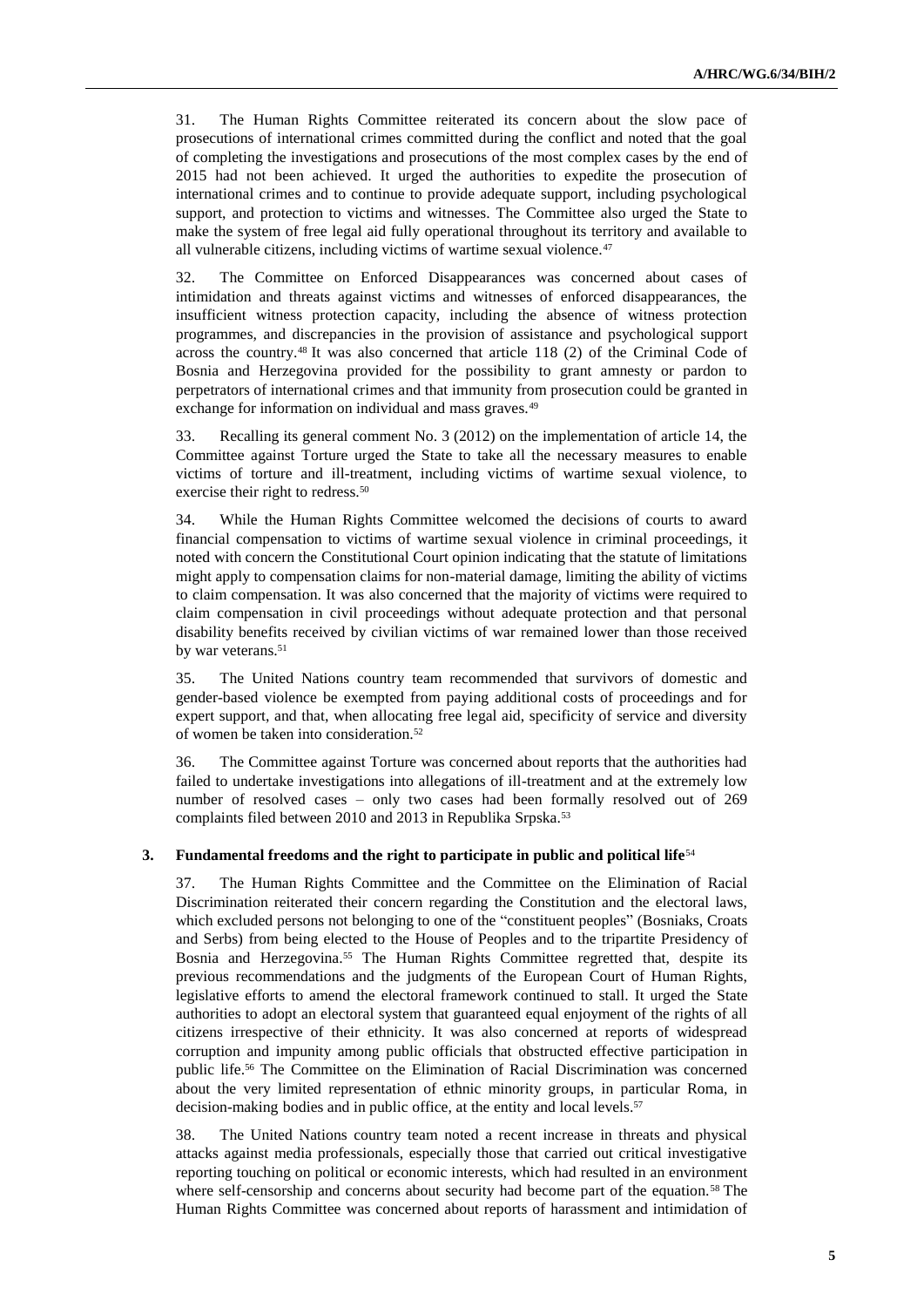31. The Human Rights Committee reiterated its concern about the slow pace of prosecutions of international crimes committed during the conflict and noted that the goal of completing the investigations and prosecutions of the most complex cases by the end of 2015 had not been achieved. It urged the authorities to expedite the prosecution of international crimes and to continue to provide adequate support, including psychological support, and protection to victims and witnesses. The Committee also urged the State to make the system of free legal aid fully operational throughout its territory and available to all vulnerable citizens, including victims of wartime sexual violence.[47]

32. The Committee on Enforced Disappearances was concerned about cases of intimidation and threats against victims and witnesses of enforced disappearances, the insufficient witness protection capacity, including the absence of witness protection programmes, and discrepancies in the provision of assistance and psychological support across the country.[48] It was also concerned that article 118 (2) of the Criminal Code of Bosnia and Herzegovina provided for the possibility to grant amnesty or pardon to perpetrators of international crimes and that immunity from prosecution could be granted in exchange for information on individual and mass graves.[49]

33. Recalling its general comment No. 3 (2012) on the implementation of article 14, the Committee against Torture urged the State to take all the necessary measures to enable victims of torture and ill-treatment, including victims of wartime sexual violence, to exercise their right to redress.[50]

34. While the Human Rights Committee welcomed the decisions of courts to award financial compensation to victims of wartime sexual violence in criminal proceedings, it noted with concern the Constitutional Court opinion indicating that the statute of limitations might apply to compensation claims for non-material damage, limiting the ability of victims to claim compensation. It was also concerned that the majority of victims were required to claim compensation in civil proceedings without adequate protection and that personal disability benefits received by civilian victims of war remained lower than those received by war veterans.[51]

35. The United Nations country team recommended that survivors of domestic and gender-based violence be exempted from paying additional costs of proceedings and for expert support, and that, when allocating free legal aid, specificity of service and diversity of women be taken into consideration.[52]

36. The Committee against Torture was concerned about reports that the authorities had failed to undertake investigations into allegations of ill-treatment and at the extremely low number of resolved cases – only two cases had been formally resolved out of 269 complaints filed between 2010 and 2013 in Republika Srpska.[53]

### 3. Fundamental freedoms and the right to participate in public and political life[54]

37. The Human Rights Committee and the Committee on the Elimination of Racial Discrimination reiterated their concern regarding the Constitution and the electoral laws, which excluded persons not belonging to one of the "constituent peoples" (Bosniaks, Croats and Serbs) from being elected to the House of Peoples and to the tripartite Presidency of Bosnia and Herzegovina.[55] The Human Rights Committee regretted that, despite its previous recommendations and the judgments of the European Court of Human Rights, legislative efforts to amend the electoral framework continued to stall. It urged the State authorities to adopt an electoral system that guaranteed equal enjoyment of the rights of all citizens irrespective of their ethnicity. It was also concerned at reports of widespread corruption and impunity among public officials that obstructed effective participation in public life.[56] The Committee on the Elimination of Racial Discrimination was concerned about the very limited representation of ethnic minority groups, in particular Roma, in decision-making bodies and in public office, at the entity and local levels.[57]

38. The United Nations country team noted a recent increase in threats and physical attacks against media professionals, especially those that carried out critical investigative reporting touching on political or economic interests, which had resulted in an environment where self-censorship and concerns about security had become part of the equation.[58] The Human Rights Committee was concerned about reports of harassment and intimidation of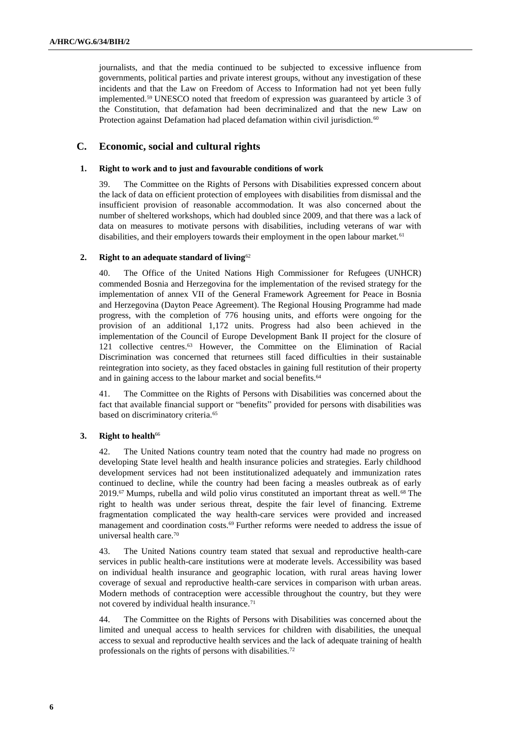journalists, and that the media continued to be subjected to excessive influence from governments, political parties and private interest groups, without any investigation of these incidents and that the Law on Freedom of Access to Information had not yet been fully implemented.[59] UNESCO noted that freedom of expression was guaranteed by article 3 of the Constitution, that defamation had been decriminalized and that the new Law on Protection against Defamation had placed defamation within civil jurisdiction.[60]

## C. Economic, social and cultural rights

### 1. Right to work and to just and favourable conditions of work

39. The Committee on the Rights of Persons with Disabilities expressed concern about the lack of data on efficient protection of employees with disabilities from dismissal and the insufficient provision of reasonable accommodation. It was also concerned about the number of sheltered workshops, which had doubled since 2009, and that there was a lack of data on measures to motivate persons with disabilities, including veterans of war with disabilities, and their employers towards their employment in the open labour market.[61]

### 2. Right to an adequate standard of living[62]

40. The Office of the United Nations High Commissioner for Refugees (UNHCR) commended Bosnia and Herzegovina for the implementation of the revised strategy for the implementation of annex VII of the General Framework Agreement for Peace in Bosnia and Herzegovina (Dayton Peace Agreement). The Regional Housing Programme had made progress, with the completion of 776 housing units, and efforts were ongoing for the provision of an additional 1,172 units. Progress had also been achieved in the implementation of the Council of Europe Development Bank II project for the closure of 121 collective centres.[63] However, the Committee on the Elimination of Racial Discrimination was concerned that returnees still faced difficulties in their sustainable reintegration into society, as they faced obstacles in gaining full restitution of their property and in gaining access to the labour market and social benefits.[64]

41. The Committee on the Rights of Persons with Disabilities was concerned about the fact that available financial support or "benefits" provided for persons with disabilities was based on discriminatory criteria.[65]

### 3. Right to health[66]

42. The United Nations country team noted that the country had made no progress on developing State level health and health insurance policies and strategies. Early childhood development services had not been institutionalized adequately and immunization rates continued to decline, while the country had been facing a measles outbreak as of early 2019.[67] Mumps, rubella and wild polio virus constituted an important threat as well.[68] The right to health was under serious threat, despite the fair level of financing. Extreme fragmentation complicated the way health-care services were provided and increased management and coordination costs.[69] Further reforms were needed to address the issue of universal health care.[70]

43. The United Nations country team stated that sexual and reproductive health-care services in public health-care institutions were at moderate levels. Accessibility was based on individual health insurance and geographic location, with rural areas having lower coverage of sexual and reproductive health-care services in comparison with urban areas. Modern methods of contraception were accessible throughout the country, but they were not covered by individual health insurance.[71]

44. The Committee on the Rights of Persons with Disabilities was concerned about the limited and unequal access to health services for children with disabilities, the unequal access to sexual and reproductive health services and the lack of adequate training of health professionals on the rights of persons with disabilities.[72]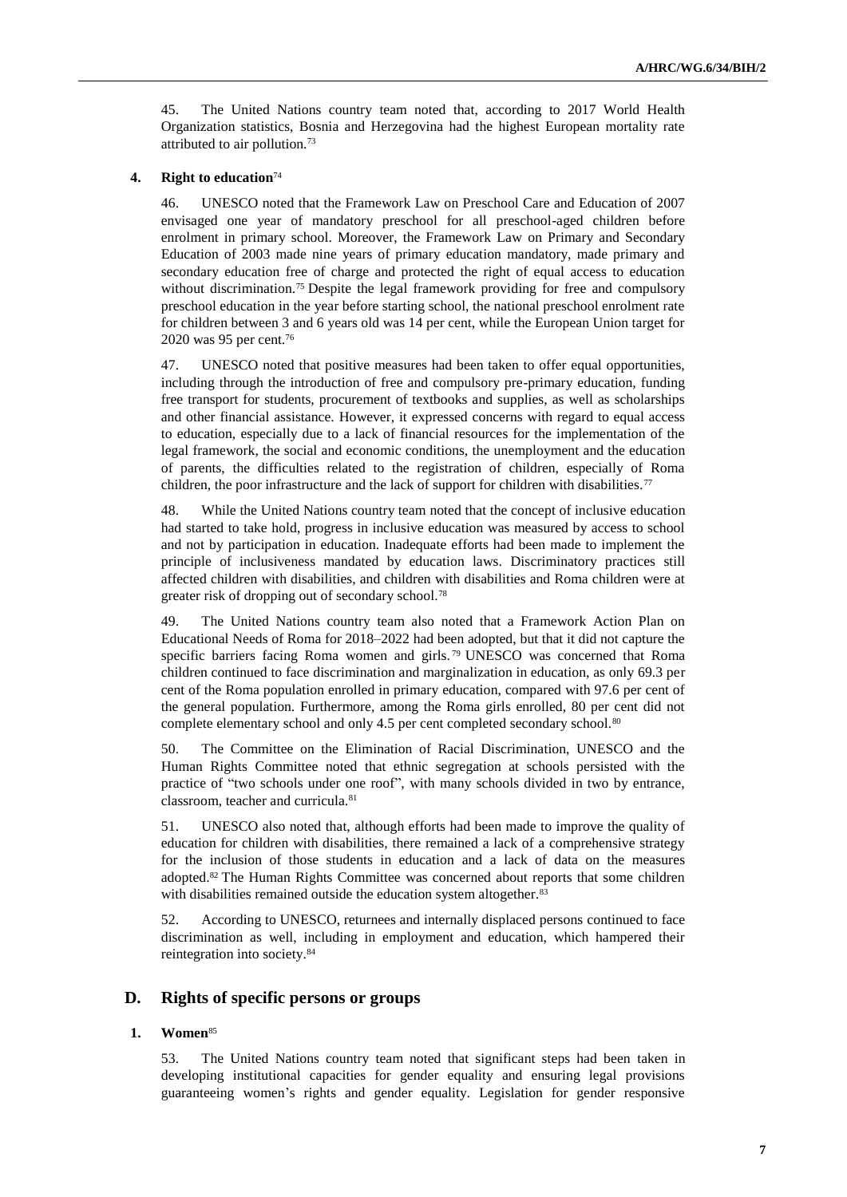45. The United Nations country team noted that, according to 2017 World Health Organization statistics, Bosnia and Herzegovina had the highest European mortality rate attributed to air pollution.[73]

#### 4. Right to education[74]

46. UNESCO noted that the Framework Law on Preschool Care and Education of 2007 envisaged one year of mandatory preschool for all preschool-aged children before enrolment in primary school. Moreover, the Framework Law on Primary and Secondary Education of 2003 made nine years of primary education mandatory, made primary and secondary education free of charge and protected the right of equal access to education without discrimination.[75] Despite the legal framework providing for free and compulsory preschool education in the year before starting school, the national preschool enrolment rate for children between 3 and 6 years old was 14 per cent, while the European Union target for 2020 was 95 per cent.[76]

47. UNESCO noted that positive measures had been taken to offer equal opportunities, including through the introduction of free and compulsory pre-primary education, funding free transport for students, procurement of textbooks and supplies, as well as scholarships and other financial assistance. However, it expressed concerns with regard to equal access to education, especially due to a lack of financial resources for the implementation of the legal framework, the social and economic conditions, the unemployment and the education of parents, the difficulties related to the registration of children, especially of Roma children, the poor infrastructure and the lack of support for children with disabilities.[77]

48. While the United Nations country team noted that the concept of inclusive education had started to take hold, progress in inclusive education was measured by access to school and not by participation in education. Inadequate efforts had been made to implement the principle of inclusiveness mandated by education laws. Discriminatory practices still affected children with disabilities, and children with disabilities and Roma children were at greater risk of dropping out of secondary school.[78]

49. The United Nations country team also noted that a Framework Action Plan on Educational Needs of Roma for 2018–2022 had been adopted, but that it did not capture the specific barriers facing Roma women and girls.[79] UNESCO was concerned that Roma children continued to face discrimination and marginalization in education, as only 69.3 per cent of the Roma population enrolled in primary education, compared with 97.6 per cent of the general population. Furthermore, among the Roma girls enrolled, 80 per cent did not complete elementary school and only 4.5 per cent completed secondary school.[80]

50. The Committee on the Elimination of Racial Discrimination, UNESCO and the Human Rights Committee noted that ethnic segregation at schools persisted with the practice of "two schools under one roof", with many schools divided in two by entrance, classroom, teacher and curricula.[81]

51. UNESCO also noted that, although efforts had been made to improve the quality of education for children with disabilities, there remained a lack of a comprehensive strategy for the inclusion of those students in education and a lack of data on the measures adopted.[82] The Human Rights Committee was concerned about reports that some children with disabilities remained outside the education system altogether.[83]

52. According to UNESCO, returnees and internally displaced persons continued to face discrimination as well, including in employment and education, which hampered their reintegration into society.[84]

## D. Rights of specific persons or groups

#### 1. Women[85]

53. The United Nations country team noted that significant steps had been taken in developing institutional capacities for gender equality and ensuring legal provisions guaranteeing women's rights and gender equality. Legislation for gender responsive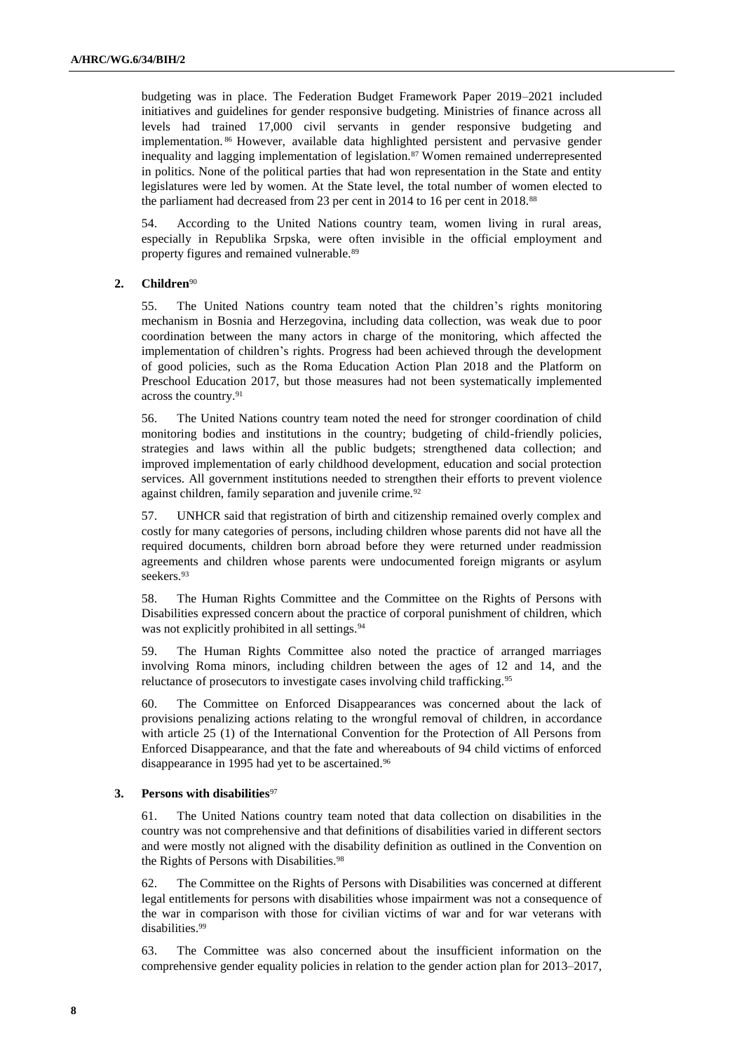budgeting was in place. The Federation Budget Framework Paper 2019–2021 included initiatives and guidelines for gender responsive budgeting. Ministries of finance across all levels had trained 17,000 civil servants in gender responsive budgeting and implementation.[86] However, available data highlighted persistent and pervasive gender inequality and lagging implementation of legislation.[87] Women remained underrepresented in politics. None of the political parties that had won representation in the State and entity legislatures were led by women. At the State level, the total number of women elected to the parliament had decreased from 23 per cent in 2014 to 16 per cent in 2018.[88]

54. According to the United Nations country team, women living in rural areas, especially in Republika Srpska, were often invisible in the official employment and property figures and remained vulnerable.[89]

### 2. Children[90]

55. The United Nations country team noted that the children's rights monitoring mechanism in Bosnia and Herzegovina, including data collection, was weak due to poor coordination between the many actors in charge of the monitoring, which affected the implementation of children's rights. Progress had been achieved through the development of good policies, such as the Roma Education Action Plan 2018 and the Platform on Preschool Education 2017, but those measures had not been systematically implemented across the country.[91]

56. The United Nations country team noted the need for stronger coordination of child monitoring bodies and institutions in the country; budgeting of child-friendly policies, strategies and laws within all the public budgets; strengthened data collection; and improved implementation of early childhood development, education and social protection services. All government institutions needed to strengthen their efforts to prevent violence against children, family separation and juvenile crime.[92]

57. UNHCR said that registration of birth and citizenship remained overly complex and costly for many categories of persons, including children whose parents did not have all the required documents, children born abroad before they were returned under readmission agreements and children whose parents were undocumented foreign migrants or asylum seekers.[93]

58. The Human Rights Committee and the Committee on the Rights of Persons with Disabilities expressed concern about the practice of corporal punishment of children, which was not explicitly prohibited in all settings.[94]

59. The Human Rights Committee also noted the practice of arranged marriages involving Roma minors, including children between the ages of 12 and 14, and the reluctance of prosecutors to investigate cases involving child trafficking.[95]

60. The Committee on Enforced Disappearances was concerned about the lack of provisions penalizing actions relating to the wrongful removal of children, in accordance with article 25 (1) of the International Convention for the Protection of All Persons from Enforced Disappearance, and that the fate and whereabouts of 94 child victims of enforced disappearance in 1995 had yet to be ascertained.[96]

### 3. Persons with disabilities[97]

61. The United Nations country team noted that data collection on disabilities in the country was not comprehensive and that definitions of disabilities varied in different sectors and were mostly not aligned with the disability definition as outlined in the Convention on the Rights of Persons with Disabilities.[98]

62. The Committee on the Rights of Persons with Disabilities was concerned at different legal entitlements for persons with disabilities whose impairment was not a consequence of the war in comparison with those for civilian victims of war and for war veterans with disabilities.[99]

63. The Committee was also concerned about the insufficient information on the comprehensive gender equality policies in relation to the gender action plan for 2013–2017,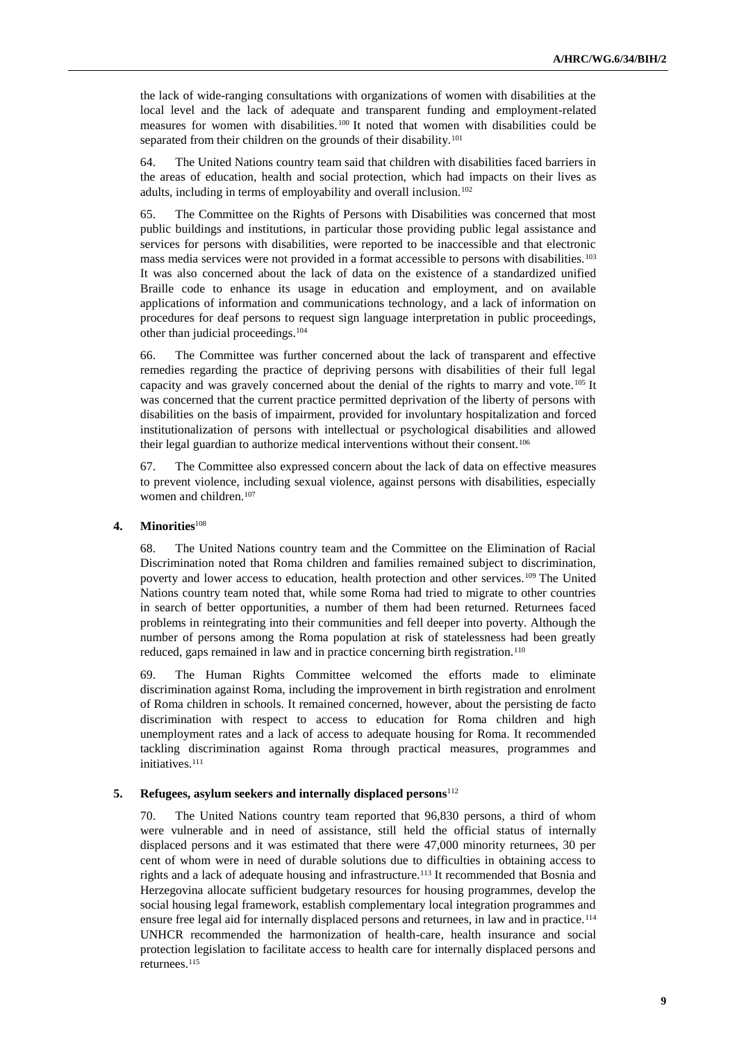the lack of wide-ranging consultations with organizations of women with disabilities at the local level and the lack of adequate and transparent funding and employment-related measures for women with disabilities.[100] It noted that women with disabilities could be separated from their children on the grounds of their disability.[101]

64. The United Nations country team said that children with disabilities faced barriers in the areas of education, health and social protection, which had impacts on their lives as adults, including in terms of employability and overall inclusion.[102]

65. The Committee on the Rights of Persons with Disabilities was concerned that most public buildings and institutions, in particular those providing public legal assistance and services for persons with disabilities, were reported to be inaccessible and that electronic mass media services were not provided in a format accessible to persons with disabilities.[103] It was also concerned about the lack of data on the existence of a standardized unified Braille code to enhance its usage in education and employment, and on available applications of information and communications technology, and a lack of information on procedures for deaf persons to request sign language interpretation in public proceedings, other than judicial proceedings.[104]

66. The Committee was further concerned about the lack of transparent and effective remedies regarding the practice of depriving persons with disabilities of their full legal capacity and was gravely concerned about the denial of the rights to marry and vote.[105] It was concerned that the current practice permitted deprivation of the liberty of persons with disabilities on the basis of impairment, provided for involuntary hospitalization and forced institutionalization of persons with intellectual or psychological disabilities and allowed their legal guardian to authorize medical interventions without their consent.[106]

67. The Committee also expressed concern about the lack of data on effective measures to prevent violence, including sexual violence, against persons with disabilities, especially women and children.[107]

### 4. Minorities[108]

68. The United Nations country team and the Committee on the Elimination of Racial Discrimination noted that Roma children and families remained subject to discrimination, poverty and lower access to education, health protection and other services.[109] The United Nations country team noted that, while some Roma had tried to migrate to other countries in search of better opportunities, a number of them had been returned. Returnees faced problems in reintegrating into their communities and fell deeper into poverty. Although the number of persons among the Roma population at risk of statelessness had been greatly reduced, gaps remained in law and in practice concerning birth registration.[110]

69. The Human Rights Committee welcomed the efforts made to eliminate discrimination against Roma, including the improvement in birth registration and enrolment of Roma children in schools. It remained concerned, however, about the persisting de facto discrimination with respect to access to education for Roma children and high unemployment rates and a lack of access to adequate housing for Roma. It recommended tackling discrimination against Roma through practical measures, programmes and initiatives.[111]

### 5. Refugees, asylum seekers and internally displaced persons[112]

70. The United Nations country team reported that 96,830 persons, a third of whom were vulnerable and in need of assistance, still held the official status of internally displaced persons and it was estimated that there were 47,000 minority returnees, 30 per cent of whom were in need of durable solutions due to difficulties in obtaining access to rights and a lack of adequate housing and infrastructure.[113] It recommended that Bosnia and Herzegovina allocate sufficient budgetary resources for housing programmes, develop the social housing legal framework, establish complementary local integration programmes and ensure free legal aid for internally displaced persons and returnees, in law and in practice.[114] UNHCR recommended the harmonization of health-care, health insurance and social protection legislation to facilitate access to health care for internally displaced persons and returnees.[115]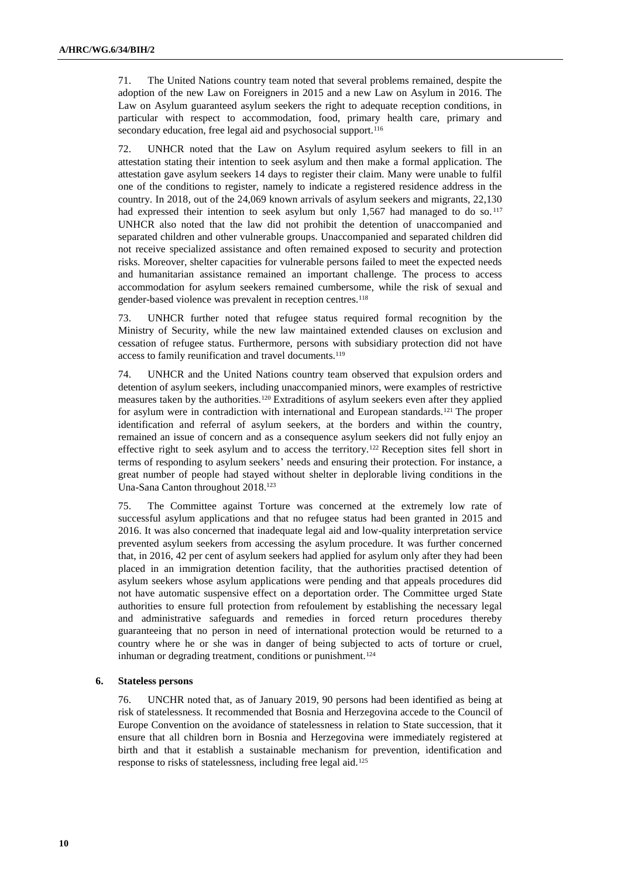71. The United Nations country team noted that several problems remained, despite the adoption of the new Law on Foreigners in 2015 and a new Law on Asylum in 2016. The Law on Asylum guaranteed asylum seekers the right to adequate reception conditions, in particular with respect to accommodation, food, primary health care, primary and secondary education, free legal aid and psychosocial support.[116]

72. UNHCR noted that the Law on Asylum required asylum seekers to fill in an attestation stating their intention to seek asylum and then make a formal application. The attestation gave asylum seekers 14 days to register their claim. Many were unable to fulfil one of the conditions to register, namely to indicate a registered residence address in the country. In 2018, out of the 24,069 known arrivals of asylum seekers and migrants, 22,130 had expressed their intention to seek asylum but only 1,567 had managed to do so.[117] UNHCR also noted that the law did not prohibit the detention of unaccompanied and separated children and other vulnerable groups. Unaccompanied and separated children did not receive specialized assistance and often remained exposed to security and protection risks. Moreover, shelter capacities for vulnerable persons failed to meet the expected needs and humanitarian assistance remained an important challenge. The process to access accommodation for asylum seekers remained cumbersome, while the risk of sexual and gender-based violence was prevalent in reception centres.[118]

73. UNHCR further noted that refugee status required formal recognition by the Ministry of Security, while the new law maintained extended clauses on exclusion and cessation of refugee status. Furthermore, persons with subsidiary protection did not have access to family reunification and travel documents.[119]

74. UNHCR and the United Nations country team observed that expulsion orders and detention of asylum seekers, including unaccompanied minors, were examples of restrictive measures taken by the authorities.[120] Extraditions of asylum seekers even after they applied for asylum were in contradiction with international and European standards.[121] The proper identification and referral of asylum seekers, at the borders and within the country, remained an issue of concern and as a consequence asylum seekers did not fully enjoy an effective right to seek asylum and to access the territory.[122] Reception sites fell short in terms of responding to asylum seekers' needs and ensuring their protection. For instance, a great number of people had stayed without shelter in deplorable living conditions in the Una-Sana Canton throughout 2018.[123]

75. The Committee against Torture was concerned at the extremely low rate of successful asylum applications and that no refugee status had been granted in 2015 and 2016. It was also concerned that inadequate legal aid and low-quality interpretation service prevented asylum seekers from accessing the asylum procedure. It was further concerned that, in 2016, 42 per cent of asylum seekers had applied for asylum only after they had been placed in an immigration detention facility, that the authorities practised detention of asylum seekers whose asylum applications were pending and that appeals procedures did not have automatic suspensive effect on a deportation order. The Committee urged State authorities to ensure full protection from refoulement by establishing the necessary legal and administrative safeguards and remedies in forced return procedures thereby guaranteeing that no person in need of international protection would be returned to a country where he or she was in danger of being subjected to acts of torture or cruel, inhuman or degrading treatment, conditions or punishment.[124]

### 6. Stateless persons

76. UNCHR noted that, as of January 2019, 90 persons had been identified as being at risk of statelessness. It recommended that Bosnia and Herzegovina accede to the Council of Europe Convention on the avoidance of statelessness in relation to State succession, that it ensure that all children born in Bosnia and Herzegovina were immediately registered at birth and that it establish a sustainable mechanism for prevention, identification and response to risks of statelessness, including free legal aid.[125]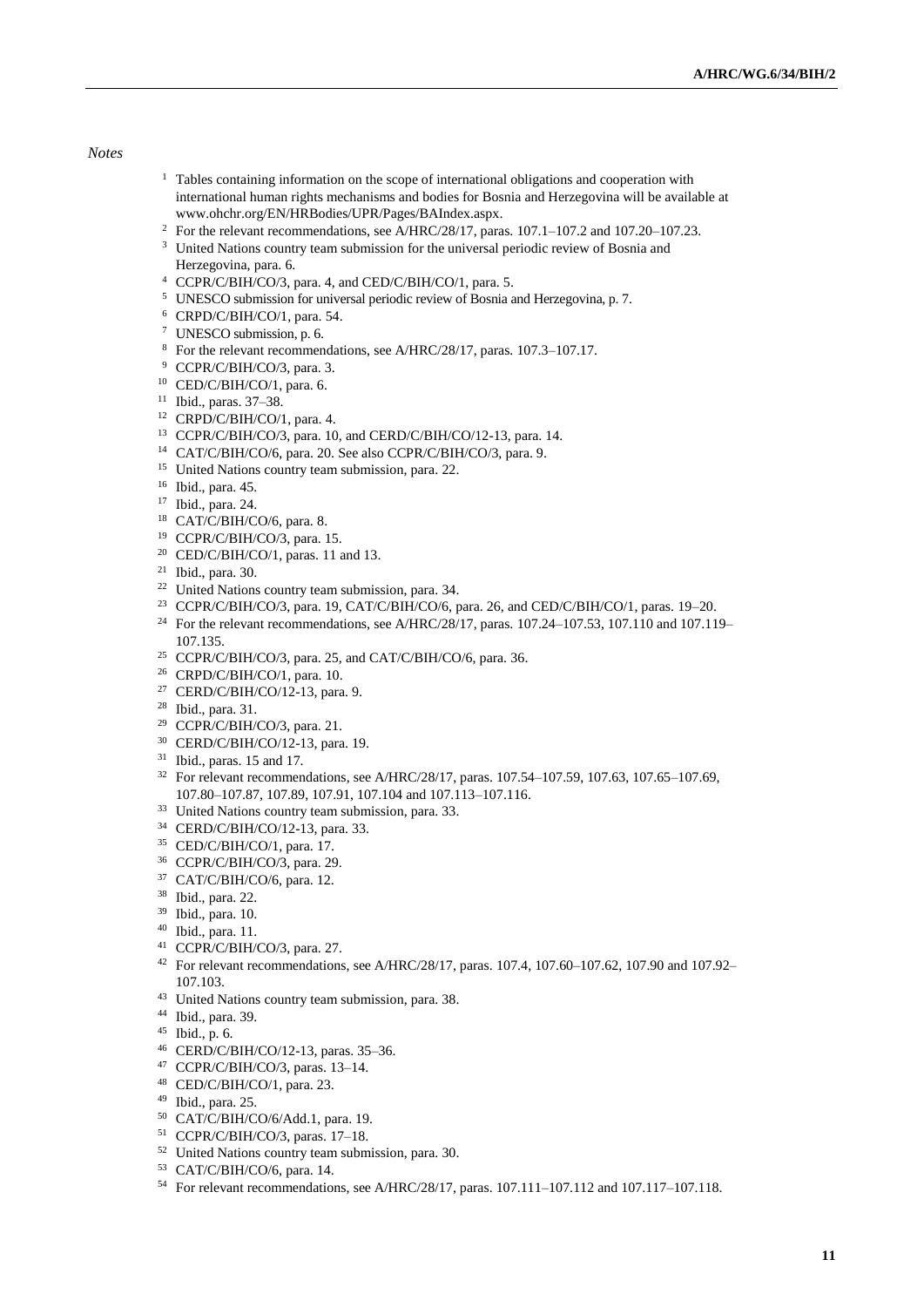*Notes*

1. Tables containing information on the scope of international obligations and cooperation with international human rights mechanisms and bodies for Bosnia and Herzegovina will be available at www.ohchr.org/EN/HRBodies/UPR/Pages/BAIndex.aspx.
2. For the relevant recommendations, see A/HRC/28/17, paras. 107.1–107.2 and 107.20–107.23.
3. United Nations country team submission for the universal periodic review of Bosnia and Herzegovina, para. 6.
4. CCPR/C/BIH/CO/3, para. 4, and CED/C/BIH/CO/1, para. 5.
5. UNESCO submission for universal periodic review of Bosnia and Herzegovina, p. 7.
6. CRPD/C/BIH/CO/1, para. 54.
7. UNESCO submission, p. 6.
8. For the relevant recommendations, see A/HRC/28/17, paras. 107.3–107.17.
9. CCPR/C/BIH/CO/3, para. 3.
10. CED/C/BIH/CO/1, para. 6.
11. Ibid., paras. 37–38.
12. CRPD/C/BIH/CO/1, para. 4.
13. CCPR/C/BIH/CO/3, para. 10, and CERD/C/BIH/CO/12-13, para. 14.
14. CAT/C/BIH/CO/6, para. 20. See also CCPR/C/BIH/CO/3, para. 9.
15. United Nations country team submission, para. 22.
16. Ibid., para. 45.
17. Ibid., para. 24.
18. CAT/C/BIH/CO/6, para. 8.
19. CCPR/C/BIH/CO/3, para. 15.
20. CED/C/BIH/CO/1, paras. 11 and 13.
21. Ibid., para. 30.
22. United Nations country team submission, para. 34.
23. CCPR/C/BIH/CO/3, para. 19, CAT/C/BIH/CO/6, para. 26, and CED/C/BIH/CO/1, paras. 19–20.
24. For the relevant recommendations, see A/HRC/28/17, paras. 107.24–107.53, 107.110 and 107.119–107.135.
25. CCPR/C/BIH/CO/3, para. 25, and CAT/C/BIH/CO/6, para. 36.
26. CRPD/C/BIH/CO/1, para. 10.
27. CERD/C/BIH/CO/12-13, para. 9.
28. Ibid., para. 31.
29. CCPR/C/BIH/CO/3, para. 21.
30. CERD/C/BIH/CO/12-13, para. 19.
31. Ibid., paras. 15 and 17.
32. For relevant recommendations, see A/HRC/28/17, paras. 107.54–107.59, 107.63, 107.65–107.69, 107.80–107.87, 107.89, 107.91, 107.104 and 107.113–107.116.
33. United Nations country team submission, para. 33.
34. CERD/C/BIH/CO/12-13, para. 33.
35. CED/C/BIH/CO/1, para. 17.
36. CCPR/C/BIH/CO/3, para. 29.
37. CAT/C/BIH/CO/6, para. 12.
38. Ibid., para. 22.
39. Ibid., para. 10.
40. Ibid., para. 11.
41. CCPR/C/BIH/CO/3, para. 27.
42. For relevant recommendations, see A/HRC/28/17, paras. 107.4, 107.60–107.62, 107.90 and 107.92–107.103.
43. United Nations country team submission, para. 38.
44. Ibid., para. 39.
45. Ibid., p. 6.
46. CERD/C/BIH/CO/12-13, paras. 35–36.
47. CCPR/C/BIH/CO/3, paras. 13–14.
48. CED/C/BIH/CO/1, para. 23.
49. Ibid., para. 25.
50. CAT/C/BIH/CO/6/Add.1, para. 19.
51. CCPR/C/BIH/CO/3, paras. 17–18.
52. United Nations country team submission, para. 30.
53. CAT/C/BIH/CO/6, para. 14.
54. For relevant recommendations, see A/HRC/28/17, paras. 107.111–107.112 and 107.117–107.118.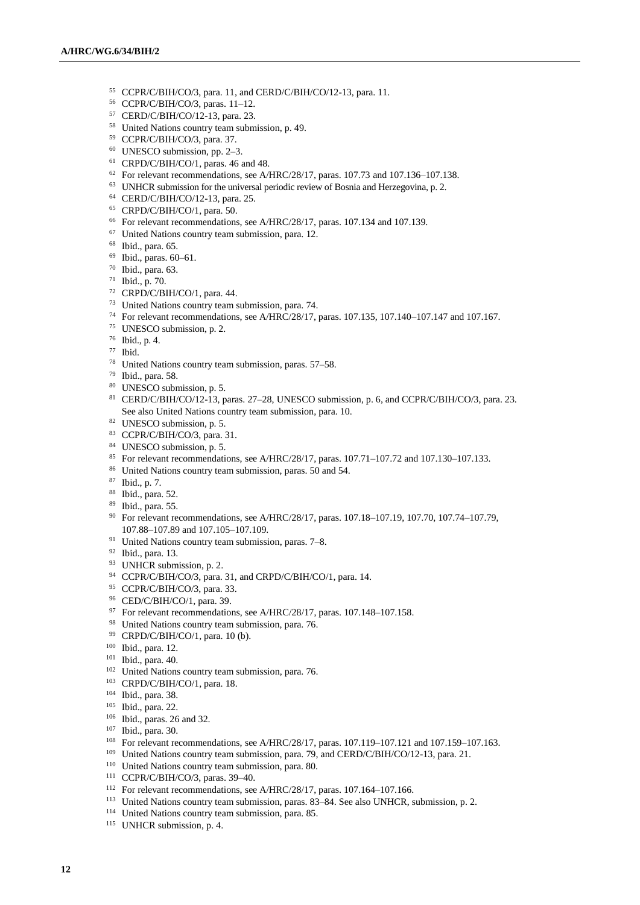[55] CCPR/C/BIH/CO/3, para. 11, and CERD/C/BIH/CO/12-13, para. 11.
[56] CCPR/C/BIH/CO/3, paras. 11–12.
[57] CERD/C/BIH/CO/12-13, para. 23.
[58] United Nations country team submission, p. 49.
[59] CCPR/C/BIH/CO/3, para. 37.
[60] UNESCO submission, pp. 2–3.
[61] CRPD/C/BIH/CO/1, paras. 46 and 48.
[62] For relevant recommendations, see A/HRC/28/17, paras. 107.73 and 107.136–107.138.
[63] UNHCR submission for the universal periodic review of Bosnia and Herzegovina, p. 2.
[64] CERD/C/BIH/CO/12-13, para. 25.
[65] CRPD/C/BIH/CO/1, para. 50.
[66] For relevant recommendations, see A/HRC/28/17, paras. 107.134 and 107.139.
[67] United Nations country team submission, para. 12.
[68] Ibid., para. 65.
[69] Ibid., paras. 60–61.
[70] Ibid., para. 63.
[71] Ibid., p. 70.
[72] CRPD/C/BIH/CO/1, para. 44.
[73] United Nations country team submission, para. 74.
[74] For relevant recommendations, see A/HRC/28/17, paras. 107.135, 107.140–107.147 and 107.167.
[75] UNESCO submission, p. 2.
[76] Ibid., p. 4.
[77] Ibid.
[78] United Nations country team submission, paras. 57–58.
[79] Ibid., para. 58.
[80] UNESCO submission, p. 5.
[81] CERD/C/BIH/CO/12-13, paras. 27–28, UNESCO submission, p. 6, and CCPR/C/BIH/CO/3, para. 23. See also United Nations country team submission, para. 10.
[82] UNESCO submission, p. 5.
[83] CCPR/C/BIH/CO/3, para. 31.
[84] UNESCO submission, p. 5.
[85] For relevant recommendations, see A/HRC/28/17, paras. 107.71–107.72 and 107.130–107.133.
[86] United Nations country team submission, paras. 50 and 54.
[87] Ibid., p. 7.
[88] Ibid., para. 52.
[89] Ibid., para. 55.
[90] For relevant recommendations, see A/HRC/28/17, paras. 107.18–107.19, 107.70, 107.74–107.79, 107.88–107.89 and 107.105–107.109.
[91] United Nations country team submission, paras. 7–8.
[92] Ibid., para. 13.
[93] UNHCR submission, p. 2.
[94] CCPR/C/BIH/CO/3, para. 31, and CRPD/C/BIH/CO/1, para. 14.
[95] CCPR/C/BIH/CO/3, para. 33.
[96] CED/C/BIH/CO/1, para. 39.
[97] For relevant recommendations, see A/HRC/28/17, paras. 107.148–107.158.
[98] United Nations country team submission, para. 76.
[99] CRPD/C/BIH/CO/1, para. 10 (b).
[100] Ibid., para. 12.
[101] Ibid., para. 40.
[102] United Nations country team submission, para. 76.
[103] CRPD/C/BIH/CO/1, para. 18.
[104] Ibid., para. 38.
[105] Ibid., para. 22.
[106] Ibid., paras. 26 and 32.
[107] Ibid., para. 30.
[108] For relevant recommendations, see A/HRC/28/17, paras. 107.119–107.121 and 107.159–107.163.
[109] United Nations country team submission, para. 79, and CERD/C/BIH/CO/12-13, para. 21.
[110] United Nations country team submission, para. 80.
[111] CCPR/C/BIH/CO/3, paras. 39–40.
[112] For relevant recommendations, see A/HRC/28/17, paras. 107.164–107.166.
[113] United Nations country team submission, paras. 83–84. See also UNHCR, submission, p. 2.
[114] United Nations country team submission, para. 85.
[115] UNHCR submission, p. 4.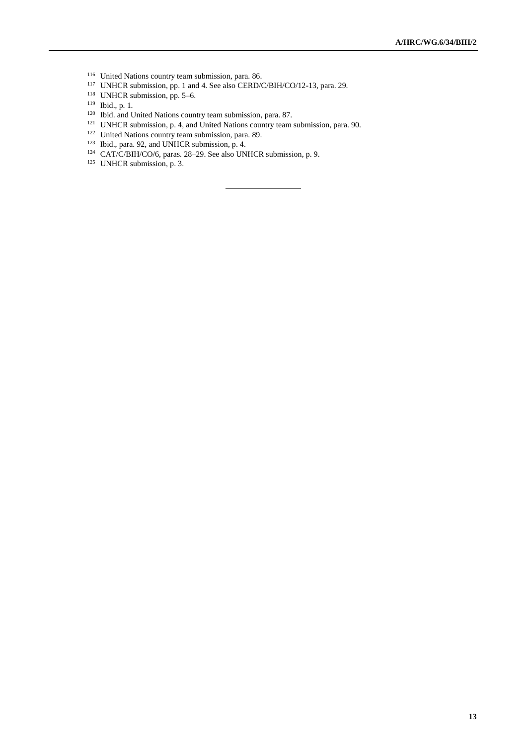[116] United Nations country team submission, para. 86.

[117] UNHCR submission, pp. 1 and 4. See also CERD/C/BIH/CO/12-13, para. 29.

[118] UNHCR submission, pp. 5–6.

[119] Ibid., p. 1.

[120] Ibid. and United Nations country team submission, para. 87.

[121] UNHCR submission, p. 4, and United Nations country team submission, para. 90.

[122] United Nations country team submission, para. 89.

[123] Ibid., para. 92, and UNHCR submission, p. 4.

[124] CAT/C/BIH/CO/6, paras. 28–29. See also UNHCR submission, p. 9.

[125] UNHCR submission, p. 3.